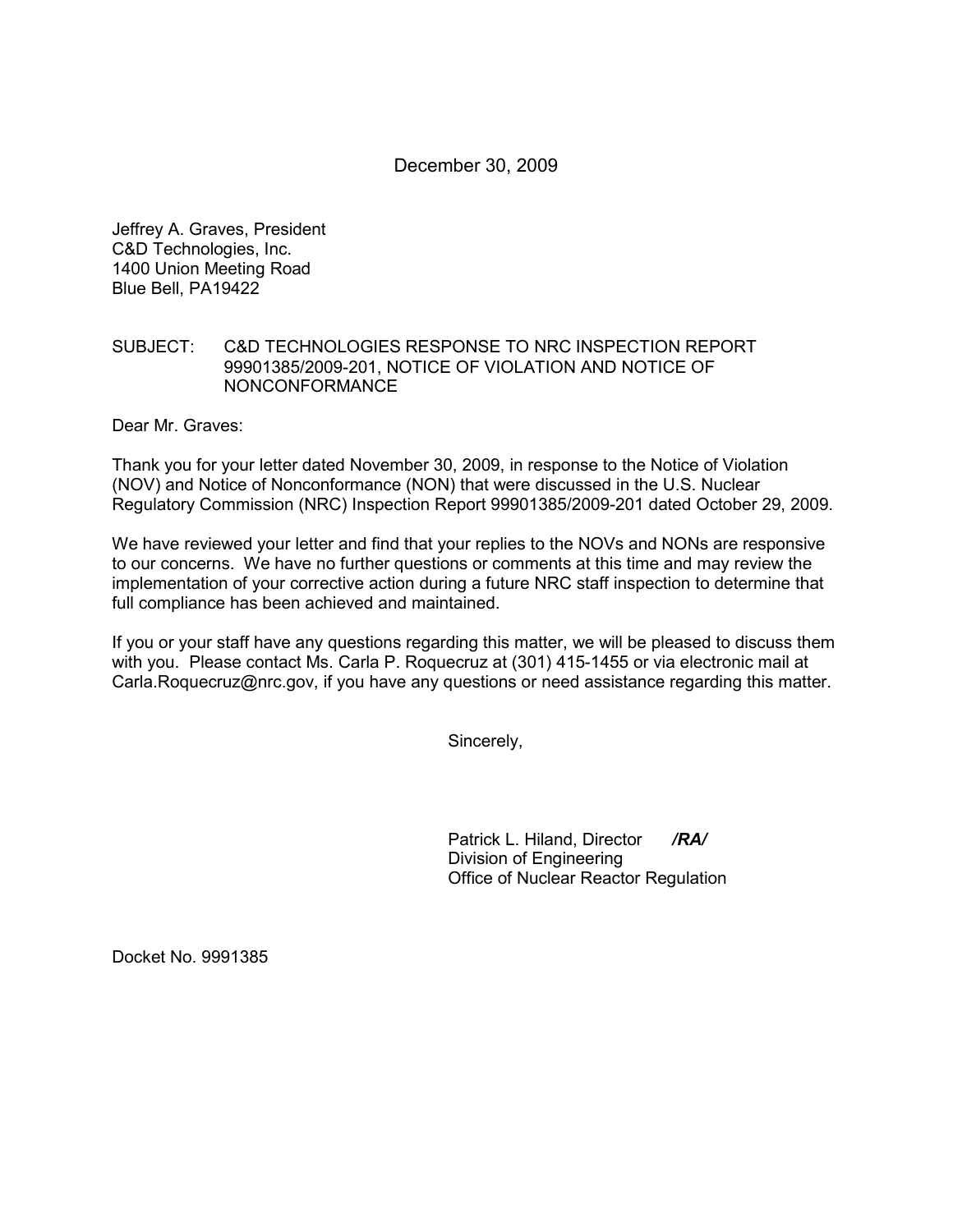December 30, 2009

Jeffrey A. Graves, President
C&D Technologies, Inc.
1400 Union Meeting Road
Blue Bell, PA19422

SUBJECT: C&D TECHNOLOGIES RESPONSE TO NRC INSPECTION REPORT 99901385/2009-201, NOTICE OF VIOLATION AND NOTICE OF NONCONFORMANCE

Dear Mr. Graves:

Thank you for your letter dated November 30, 2009, in response to the Notice of Violation (NOV) and Notice of Nonconformance (NON) that were discussed in the U.S. Nuclear Regulatory Commission (NRC) Inspection Report 99901385/2009-201 dated October 29, 2009.

We have reviewed your letter and find that your replies to the NOVs and NONs are responsive to our concerns. We have no further questions or comments at this time and may review the implementation of your corrective action during a future NRC staff inspection to determine that full compliance has been achieved and maintained.

If you or your staff have any questions regarding this matter, we will be pleased to discuss them with you. Please contact Ms. Carla P. Roquecruz at (301) 415-1455 or via electronic mail at Carla.Roquecruz@nrc.gov, if you have any questions or need assistance regarding this matter.

Sincerely,

Patrick L. Hiland, Director ***/RA/***
Division of Engineering
Office of Nuclear Reactor Regulation

Docket No. 9991385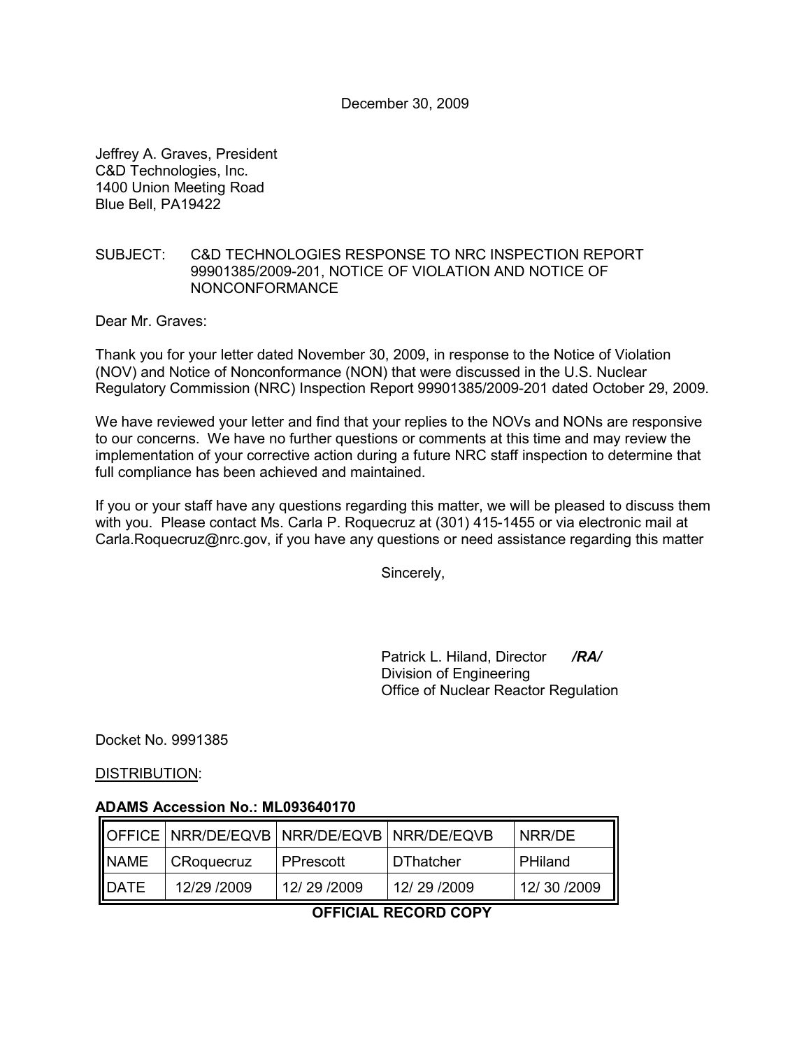December 30, 2009

Jeffrey A. Graves, President
C&D Technologies, Inc.
1400 Union Meeting Road
Blue Bell, PA19422

SUBJECT: C&D TECHNOLOGIES RESPONSE TO NRC INSPECTION REPORT 99901385/2009-201, NOTICE OF VIOLATION AND NOTICE OF NONCONFORMANCE

Dear Mr. Graves:

Thank you for your letter dated November 30, 2009, in response to the Notice of Violation (NOV) and Notice of Nonconformance (NON) that were discussed in the U.S. Nuclear Regulatory Commission (NRC) Inspection Report 99901385/2009-201 dated October 29, 2009.

We have reviewed your letter and find that your replies to the NOVs and NONs are responsive to our concerns. We have no further questions or comments at this time and may review the implementation of your corrective action during a future NRC staff inspection to determine that full compliance has been achieved and maintained.

If you or your staff have any questions regarding this matter, we will be pleased to discuss them with you. Please contact Ms. Carla P. Roquecruz at (301) 415-1455 or via electronic mail at Carla.Roquecruz@nrc.gov, if you have any questions or need assistance regarding this matter

Sincerely,

Patrick L. Hiland, Director ***/RA/***
Division of Engineering
Office of Nuclear Reactor Regulation

Docket No. 9991385

DISTRIBUTION:

**ADAMS Accession No.: ML093640170**

| OFFICE | NRR/DE/EQVB | NRR/DE/EQVB | NRR/DE/EQVB | NRR/DE |
|---|---|---|---|---|
| NAME | CRoquecruz | PPrescott | DThatcher | PHiland |
| DATE | 12/29 /2009 | 12/ 29 /2009 | 12/ 29 /2009 | 12/ 30 /2009 |

**OFFICIAL RECORD COPY**